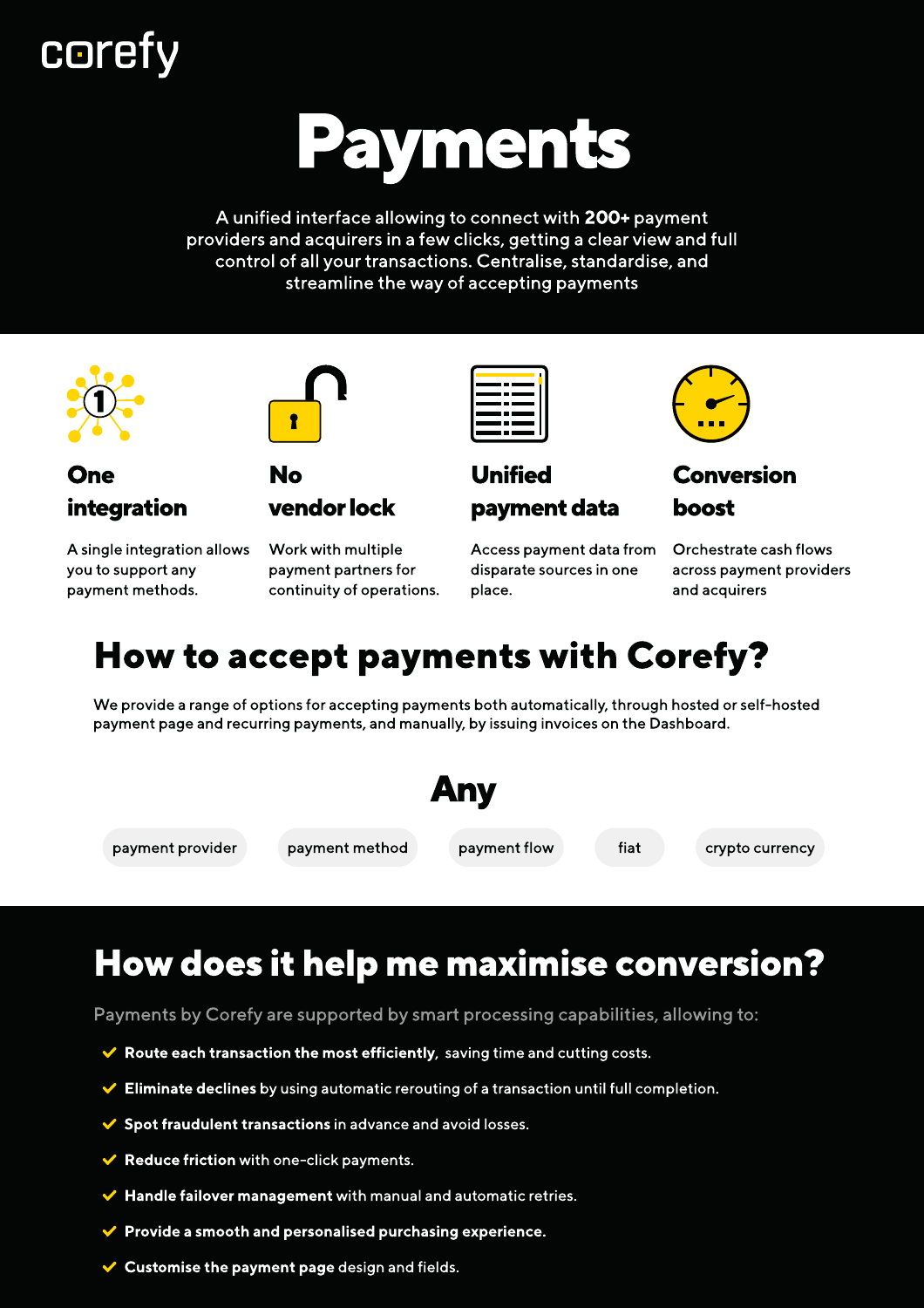corefy

# Payments

A unified interface allowing to connect with **200+** payment providers and acquirers in a few clicks, getting a clear view and full control of all your transactions. Centralise, standardise, and streamline the way of accepting payments

### One integration

A single integration allows you to support any payment methods.

### No vendor lock

Work with multiple payment partners for continuity of operations.

### Unified payment data

Access payment data from disparate sources in one place.

### Conversion boost

Orchestrate cash flows across payment providers and acquirers

## How to accept payments with Corefy?

We provide a range of options for accepting payments both automatically, through hosted or self-hosted payment page and recurring payments, and manually, by issuing invoices on the Dashboard.

### Any

payment provider | payment method | payment flow | fiat | crypto currency

## How does it help me maximise conversion?

Payments by Corefy are supported by smart processing capabilities, allowing to:

- **Route each transaction the most efficiently**, saving time and cutting costs.
- **Eliminate declines** by using automatic rerouting of a transaction until full completion.
- **Spot fraudulent transactions** in advance and avoid losses.
- **Reduce friction** with one-click payments.
- **Handle failover management** with manual and automatic retries.
- **Provide a smooth and personalised purchasing experience.**
- **Customise the payment page** design and fields.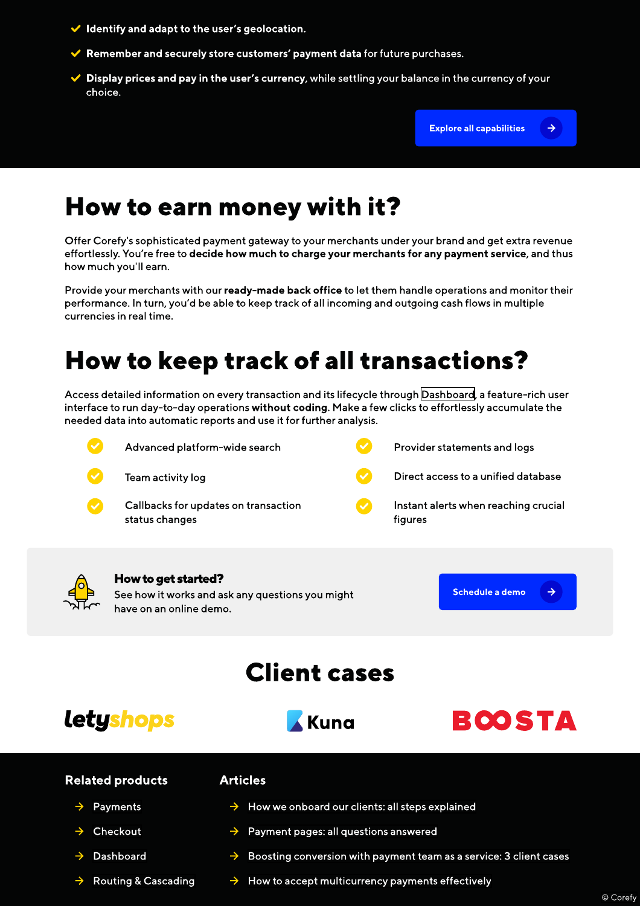- **Identify and adapt to the user's geolocation.**
- **Remember and securely store customers' payment data** for future purchases.
- **Display prices and pay in the user's currency**, while settling your balance in the currency of your choice.

Explore all capabilities

## How to earn money with it?

Offer Corefy's sophisticated payment gateway to your merchants under your brand and get extra revenue effortlessly. You're free to **decide how much to charge your merchants for any payment service**, and thus how much you'll earn.

Provide your merchants with our **ready-made back office** to let them handle operations and monitor their performance. In turn, you'd be able to keep track of all incoming and outgoing cash flows in multiple currencies in real time.

## How to keep track of all transactions?

Access detailed information on every transaction and its lifecycle through Dashboard, a feature-rich user interface to run day-to-day operations **without coding**. Make a few clicks to effortlessly accumulate the needed data into automatic reports and use it for further analysis.

- Advanced platform-wide search
- Team activity log
- Callbacks for updates on transaction status changes
- Provider statements and logs
- Direct access to a unified database
- Instant alerts when reaching crucial figures

**How to get started?**
See how it works and ask any questions you might have on an online demo.

Schedule a demo

## Client cases

letyshops

Kuna

BOOSTA

### Related products

- Payments
- Checkout
- Dashboard
- Routing & Cascading

### Articles

- How we onboard our clients: all steps explained
- Payment pages: all questions answered
- Boosting conversion with payment team as a service: 3 client cases
- How to accept multicurrency payments effectively

© Corefy